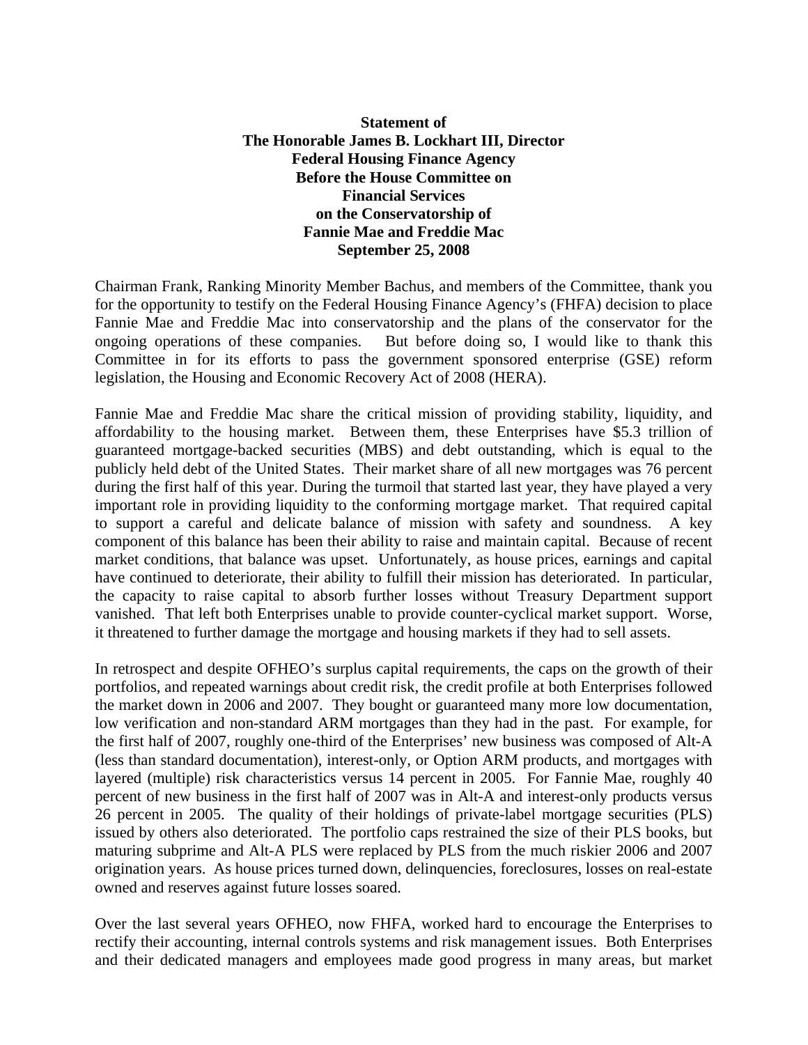**Statement of**
**The Honorable James B. Lockhart III, Director**
**Federal Housing Finance Agency**
**Before the House Committee on**
**Financial Services**
**on the Conservatorship of**
**Fannie Mae and Freddie Mac**
**September 25, 2008**

Chairman Frank, Ranking Minority Member Bachus, and members of the Committee, thank you for the opportunity to testify on the Federal Housing Finance Agency's (FHFA) decision to place Fannie Mae and Freddie Mac into conservatorship and the plans of the conservator for the ongoing operations of these companies. But before doing so, I would like to thank this Committee in for its efforts to pass the government sponsored enterprise (GSE) reform legislation, the Housing and Economic Recovery Act of 2008 (HERA).

Fannie Mae and Freddie Mac share the critical mission of providing stability, liquidity, and affordability to the housing market. Between them, these Enterprises have $5.3 trillion of guaranteed mortgage-backed securities (MBS) and debt outstanding, which is equal to the publicly held debt of the United States. Their market share of all new mortgages was 76 percent during the first half of this year. During the turmoil that started last year, they have played a very important role in providing liquidity to the conforming mortgage market. That required capital to support a careful and delicate balance of mission with safety and soundness. A key component of this balance has been their ability to raise and maintain capital. Because of recent market conditions, that balance was upset. Unfortunately, as house prices, earnings and capital have continued to deteriorate, their ability to fulfill their mission has deteriorated. In particular, the capacity to raise capital to absorb further losses without Treasury Department support vanished. That left both Enterprises unable to provide counter-cyclical market support. Worse, it threatened to further damage the mortgage and housing markets if they had to sell assets.

In retrospect and despite OFHEO's surplus capital requirements, the caps on the growth of their portfolios, and repeated warnings about credit risk, the credit profile at both Enterprises followed the market down in 2006 and 2007. They bought or guaranteed many more low documentation, low verification and non-standard ARM mortgages than they had in the past. For example, for the first half of 2007, roughly one-third of the Enterprises' new business was composed of Alt-A (less than standard documentation), interest-only, or Option ARM products, and mortgages with layered (multiple) risk characteristics versus 14 percent in 2005. For Fannie Mae, roughly 40 percent of new business in the first half of 2007 was in Alt-A and interest-only products versus 26 percent in 2005. The quality of their holdings of private-label mortgage securities (PLS) issued by others also deteriorated. The portfolio caps restrained the size of their PLS books, but maturing subprime and Alt-A PLS were replaced by PLS from the much riskier 2006 and 2007 origination years. As house prices turned down, delinquencies, foreclosures, losses on real-estate owned and reserves against future losses soared.

Over the last several years OFHEO, now FHFA, worked hard to encourage the Enterprises to rectify their accounting, internal controls systems and risk management issues. Both Enterprises and their dedicated managers and employees made good progress in many areas, but market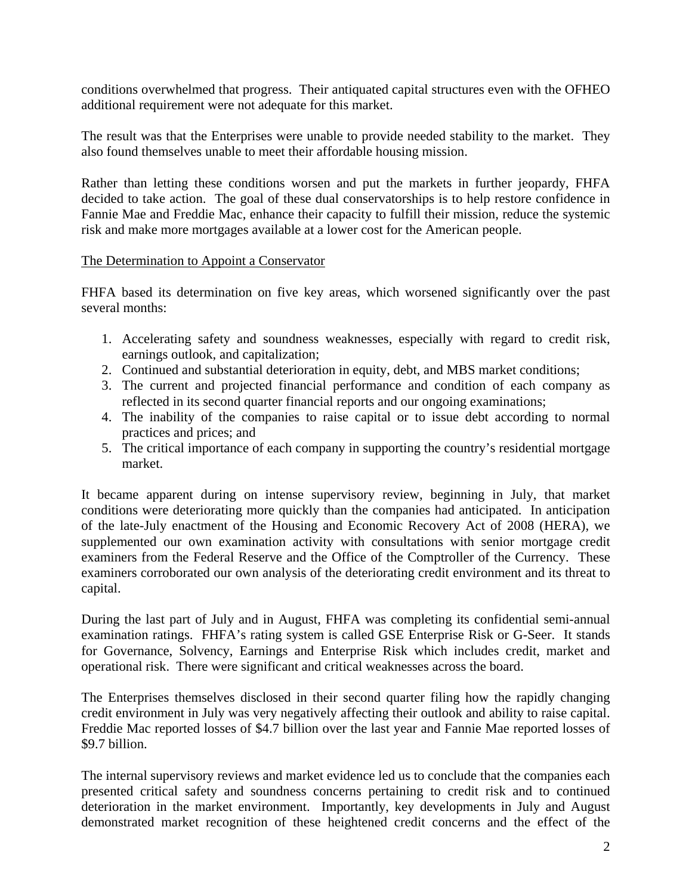conditions overwhelmed that progress. Their antiquated capital structures even with the OFHEO additional requirement were not adequate for this market.

The result was that the Enterprises were unable to provide needed stability to the market. They also found themselves unable to meet their affordable housing mission.

Rather than letting these conditions worsen and put the markets in further jeopardy, FHFA decided to take action. The goal of these dual conservatorships is to help restore confidence in Fannie Mae and Freddie Mac, enhance their capacity to fulfill their mission, reduce the systemic risk and make more mortgages available at a lower cost for the American people.

<u>The Determination to Appoint a Conservator</u>

FHFA based its determination on five key areas, which worsened significantly over the past several months:

1. Accelerating safety and soundness weaknesses, especially with regard to credit risk, earnings outlook, and capitalization;
2. Continued and substantial deterioration in equity, debt, and MBS market conditions;
3. The current and projected financial performance and condition of each company as reflected in its second quarter financial reports and our ongoing examinations;
4. The inability of the companies to raise capital or to issue debt according to normal practices and prices; and
5. The critical importance of each company in supporting the country's residential mortgage market.

It became apparent during on intense supervisory review, beginning in July, that market conditions were deteriorating more quickly than the companies had anticipated. In anticipation of the late-July enactment of the Housing and Economic Recovery Act of 2008 (HERA), we supplemented our own examination activity with consultations with senior mortgage credit examiners from the Federal Reserve and the Office of the Comptroller of the Currency. These examiners corroborated our own analysis of the deteriorating credit environment and its threat to capital.

During the last part of July and in August, FHFA was completing its confidential semi-annual examination ratings. FHFA's rating system is called GSE Enterprise Risk or G-Seer. It stands for Governance, Solvency, Earnings and Enterprise Risk which includes credit, market and operational risk. There were significant and critical weaknesses across the board.

The Enterprises themselves disclosed in their second quarter filing how the rapidly changing credit environment in July was very negatively affecting their outlook and ability to raise capital. Freddie Mac reported losses of \$4.7 billion over the last year and Fannie Mae reported losses of \$9.7 billion.

The internal supervisory reviews and market evidence led us to conclude that the companies each presented critical safety and soundness concerns pertaining to credit risk and to continued deterioration in the market environment. Importantly, key developments in July and August demonstrated market recognition of these heightened credit concerns and the effect of the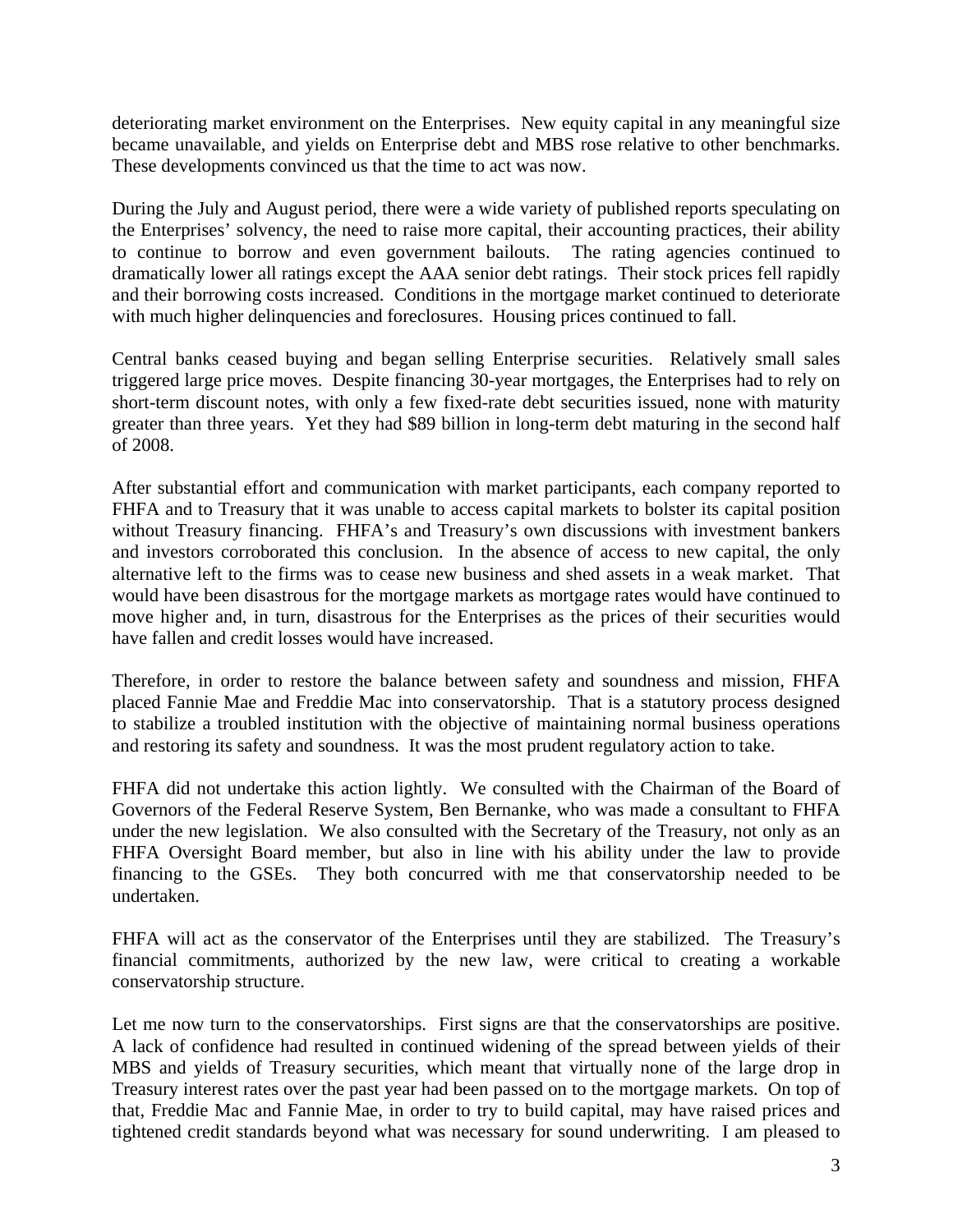deteriorating market environment on the Enterprises. New equity capital in any meaningful size became unavailable, and yields on Enterprise debt and MBS rose relative to other benchmarks. These developments convinced us that the time to act was now.

During the July and August period, there were a wide variety of published reports speculating on the Enterprises' solvency, the need to raise more capital, their accounting practices, their ability to continue to borrow and even government bailouts. The rating agencies continued to dramatically lower all ratings except the AAA senior debt ratings. Their stock prices fell rapidly and their borrowing costs increased. Conditions in the mortgage market continued to deteriorate with much higher delinquencies and foreclosures. Housing prices continued to fall.

Central banks ceased buying and began selling Enterprise securities. Relatively small sales triggered large price moves. Despite financing 30-year mortgages, the Enterprises had to rely on short-term discount notes, with only a few fixed-rate debt securities issued, none with maturity greater than three years. Yet they had \$89 billion in long-term debt maturing in the second half of 2008.

After substantial effort and communication with market participants, each company reported to FHFA and to Treasury that it was unable to access capital markets to bolster its capital position without Treasury financing. FHFA's and Treasury's own discussions with investment bankers and investors corroborated this conclusion. In the absence of access to new capital, the only alternative left to the firms was to cease new business and shed assets in a weak market. That would have been disastrous for the mortgage markets as mortgage rates would have continued to move higher and, in turn, disastrous for the Enterprises as the prices of their securities would have fallen and credit losses would have increased.

Therefore, in order to restore the balance between safety and soundness and mission, FHFA placed Fannie Mae and Freddie Mac into conservatorship. That is a statutory process designed to stabilize a troubled institution with the objective of maintaining normal business operations and restoring its safety and soundness. It was the most prudent regulatory action to take.

FHFA did not undertake this action lightly. We consulted with the Chairman of the Board of Governors of the Federal Reserve System, Ben Bernanke, who was made a consultant to FHFA under the new legislation. We also consulted with the Secretary of the Treasury, not only as an FHFA Oversight Board member, but also in line with his ability under the law to provide financing to the GSEs. They both concurred with me that conservatorship needed to be undertaken.

FHFA will act as the conservator of the Enterprises until they are stabilized. The Treasury's financial commitments, authorized by the new law, were critical to creating a workable conservatorship structure.

Let me now turn to the conservatorships. First signs are that the conservatorships are positive. A lack of confidence had resulted in continued widening of the spread between yields of their MBS and yields of Treasury securities, which meant that virtually none of the large drop in Treasury interest rates over the past year had been passed on to the mortgage markets. On top of that, Freddie Mac and Fannie Mae, in order to try to build capital, may have raised prices and tightened credit standards beyond what was necessary for sound underwriting. I am pleased to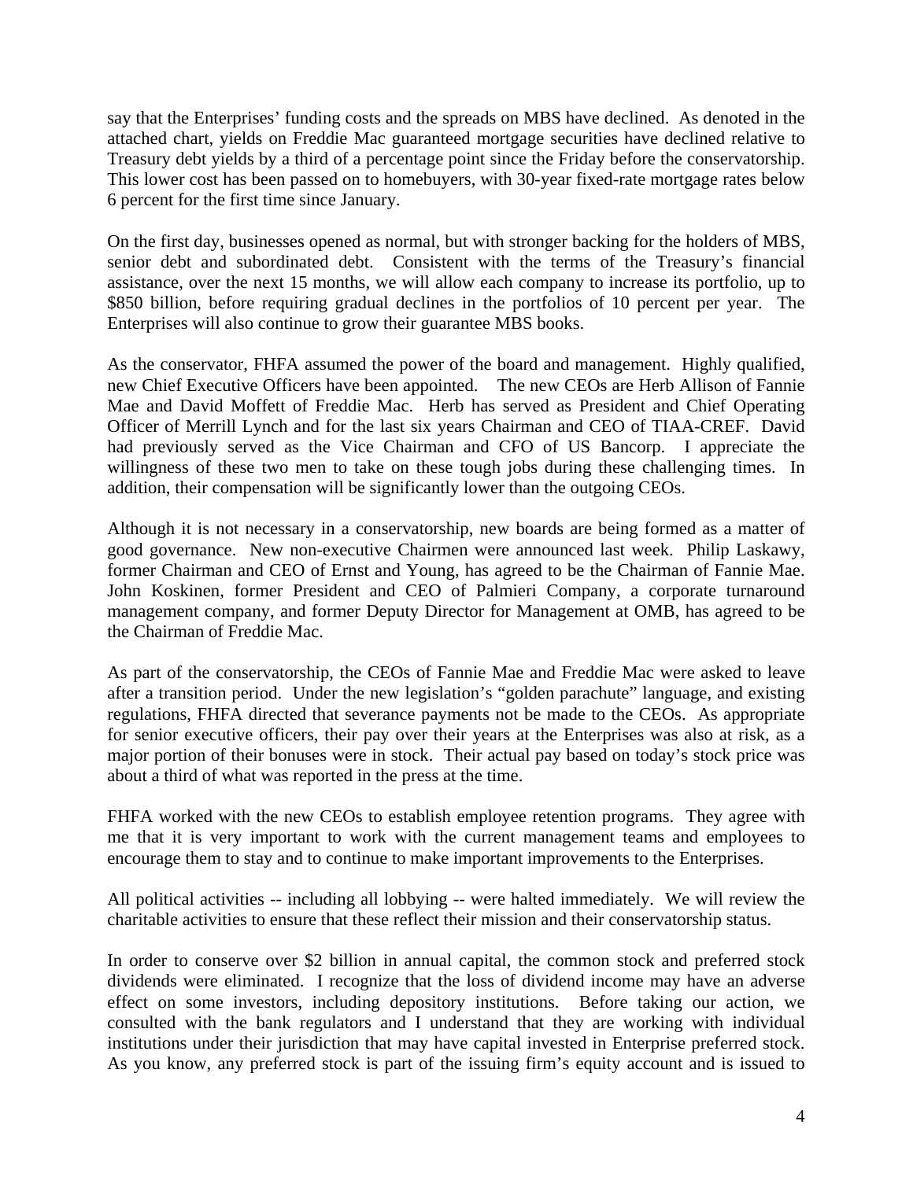say that the Enterprises' funding costs and the spreads on MBS have declined. As denoted in the attached chart, yields on Freddie Mac guaranteed mortgage securities have declined relative to Treasury debt yields by a third of a percentage point since the Friday before the conservatorship. This lower cost has been passed on to homebuyers, with 30-year fixed-rate mortgage rates below 6 percent for the first time since January.

On the first day, businesses opened as normal, but with stronger backing for the holders of MBS, senior debt and subordinated debt. Consistent with the terms of the Treasury's financial assistance, over the next 15 months, we will allow each company to increase its portfolio, up to \$850 billion, before requiring gradual declines in the portfolios of 10 percent per year. The Enterprises will also continue to grow their guarantee MBS books.

As the conservator, FHFA assumed the power of the board and management. Highly qualified, new Chief Executive Officers have been appointed. The new CEOs are Herb Allison of Fannie Mae and David Moffett of Freddie Mac. Herb has served as President and Chief Operating Officer of Merrill Lynch and for the last six years Chairman and CEO of TIAA-CREF. David had previously served as the Vice Chairman and CFO of US Bancorp. I appreciate the willingness of these two men to take on these tough jobs during these challenging times. In addition, their compensation will be significantly lower than the outgoing CEOs.

Although it is not necessary in a conservatorship, new boards are being formed as a matter of good governance. New non-executive Chairmen were announced last week. Philip Laskawy, former Chairman and CEO of Ernst and Young, has agreed to be the Chairman of Fannie Mae. John Koskinen, former President and CEO of Palmieri Company, a corporate turnaround management company, and former Deputy Director for Management at OMB, has agreed to be the Chairman of Freddie Mac.

As part of the conservatorship, the CEOs of Fannie Mae and Freddie Mac were asked to leave after a transition period. Under the new legislation's "golden parachute" language, and existing regulations, FHFA directed that severance payments not be made to the CEOs. As appropriate for senior executive officers, their pay over their years at the Enterprises was also at risk, as a major portion of their bonuses were in stock. Their actual pay based on today's stock price was about a third of what was reported in the press at the time.

FHFA worked with the new CEOs to establish employee retention programs. They agree with me that it is very important to work with the current management teams and employees to encourage them to stay and to continue to make important improvements to the Enterprises.

All political activities -- including all lobbying -- were halted immediately. We will review the charitable activities to ensure that these reflect their mission and their conservatorship status.

In order to conserve over \$2 billion in annual capital, the common stock and preferred stock dividends were eliminated. I recognize that the loss of dividend income may have an adverse effect on some investors, including depository institutions. Before taking our action, we consulted with the bank regulators and I understand that they are working with individual institutions under their jurisdiction that may have capital invested in Enterprise preferred stock. As you know, any preferred stock is part of the issuing firm's equity account and is issued to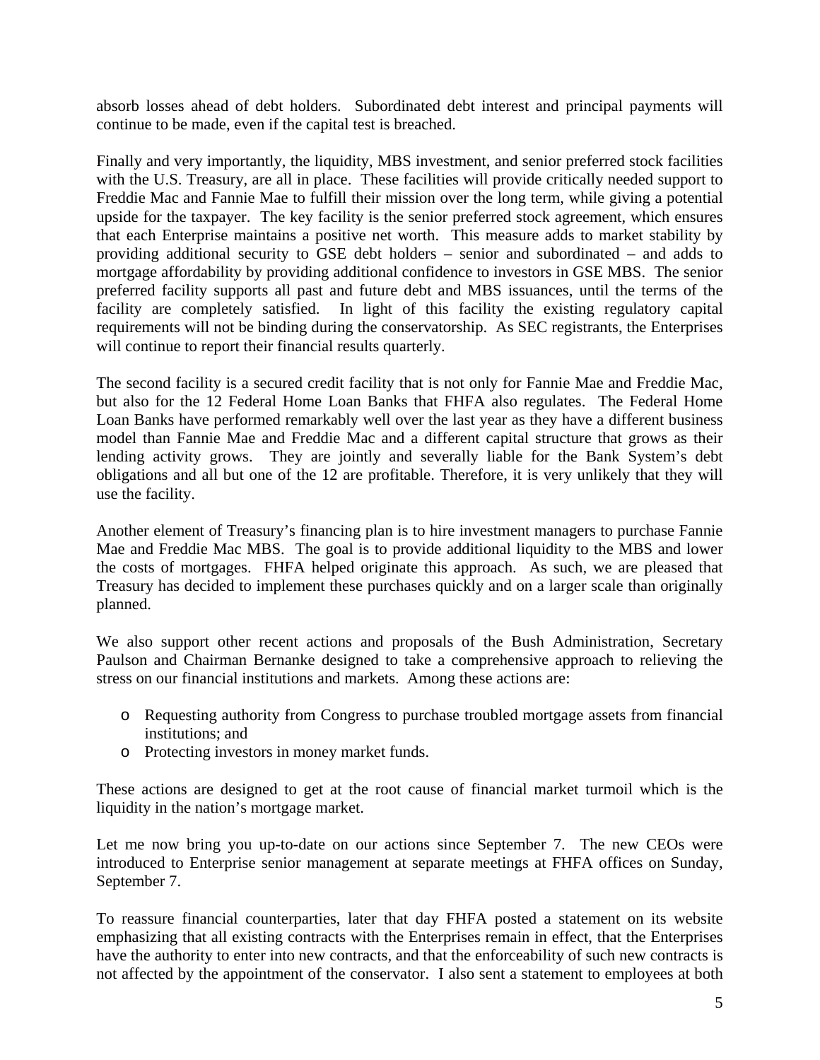absorb losses ahead of debt holders. Subordinated debt interest and principal payments will continue to be made, even if the capital test is breached.

Finally and very importantly, the liquidity, MBS investment, and senior preferred stock facilities with the U.S. Treasury, are all in place. These facilities will provide critically needed support to Freddie Mac and Fannie Mae to fulfill their mission over the long term, while giving a potential upside for the taxpayer. The key facility is the senior preferred stock agreement, which ensures that each Enterprise maintains a positive net worth. This measure adds to market stability by providing additional security to GSE debt holders – senior and subordinated – and adds to mortgage affordability by providing additional confidence to investors in GSE MBS. The senior preferred facility supports all past and future debt and MBS issuances, until the terms of the facility are completely satisfied. In light of this facility the existing regulatory capital requirements will not be binding during the conservatorship. As SEC registrants, the Enterprises will continue to report their financial results quarterly.

The second facility is a secured credit facility that is not only for Fannie Mae and Freddie Mac, but also for the 12 Federal Home Loan Banks that FHFA also regulates. The Federal Home Loan Banks have performed remarkably well over the last year as they have a different business model than Fannie Mae and Freddie Mac and a different capital structure that grows as their lending activity grows. They are jointly and severally liable for the Bank System's debt obligations and all but one of the 12 are profitable. Therefore, it is very unlikely that they will use the facility.

Another element of Treasury's financing plan is to hire investment managers to purchase Fannie Mae and Freddie Mac MBS. The goal is to provide additional liquidity to the MBS and lower the costs of mortgages. FHFA helped originate this approach. As such, we are pleased that Treasury has decided to implement these purchases quickly and on a larger scale than originally planned.

We also support other recent actions and proposals of the Bush Administration, Secretary Paulson and Chairman Bernanke designed to take a comprehensive approach to relieving the stress on our financial institutions and markets. Among these actions are:

- Requesting authority from Congress to purchase troubled mortgage assets from financial institutions; and
- Protecting investors in money market funds.

These actions are designed to get at the root cause of financial market turmoil which is the liquidity in the nation's mortgage market.

Let me now bring you up-to-date on our actions since September 7. The new CEOs were introduced to Enterprise senior management at separate meetings at FHFA offices on Sunday, September 7.

To reassure financial counterparties, later that day FHFA posted a statement on its website emphasizing that all existing contracts with the Enterprises remain in effect, that the Enterprises have the authority to enter into new contracts, and that the enforceability of such new contracts is not affected by the appointment of the conservator. I also sent a statement to employees at both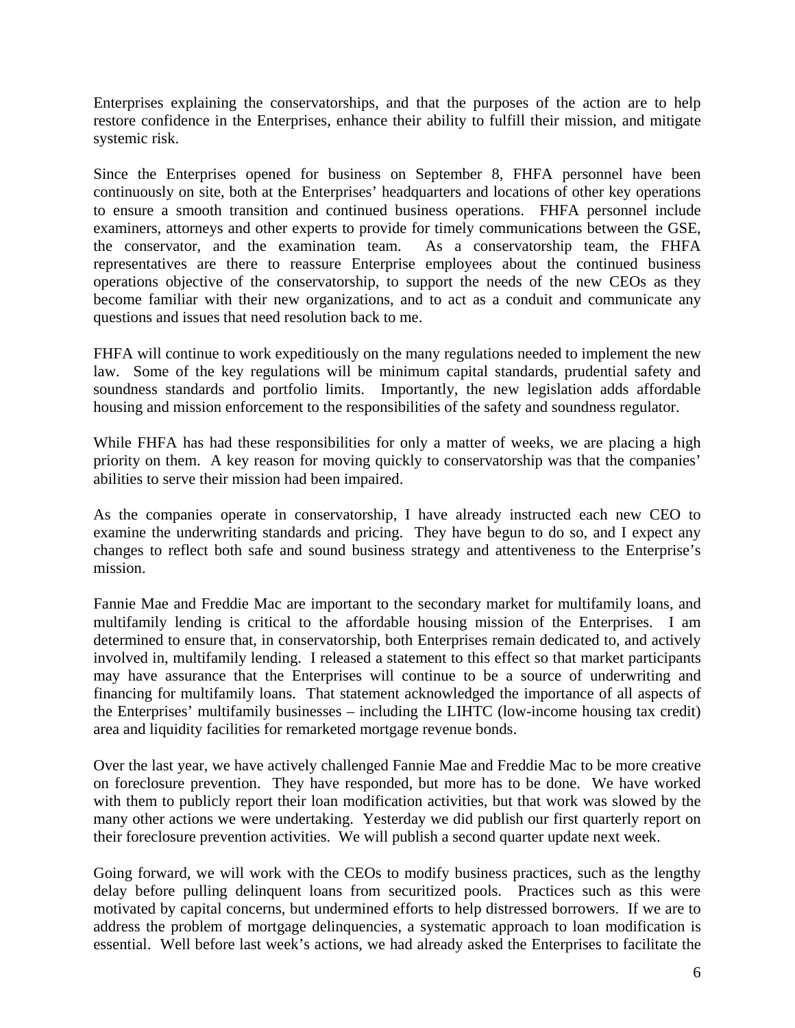Enterprises explaining the conservatorships, and that the purposes of the action are to help restore confidence in the Enterprises, enhance their ability to fulfill their mission, and mitigate systemic risk.

Since the Enterprises opened for business on September 8, FHFA personnel have been continuously on site, both at the Enterprises' headquarters and locations of other key operations to ensure a smooth transition and continued business operations. FHFA personnel include examiners, attorneys and other experts to provide for timely communications between the GSE, the conservator, and the examination team. As a conservatorship team, the FHFA representatives are there to reassure Enterprise employees about the continued business operations objective of the conservatorship, to support the needs of the new CEOs as they become familiar with their new organizations, and to act as a conduit and communicate any questions and issues that need resolution back to me.

FHFA will continue to work expeditiously on the many regulations needed to implement the new law. Some of the key regulations will be minimum capital standards, prudential safety and soundness standards and portfolio limits. Importantly, the new legislation adds affordable housing and mission enforcement to the responsibilities of the safety and soundness regulator.

While FHFA has had these responsibilities for only a matter of weeks, we are placing a high priority on them. A key reason for moving quickly to conservatorship was that the companies' abilities to serve their mission had been impaired.

As the companies operate in conservatorship, I have already instructed each new CEO to examine the underwriting standards and pricing. They have begun to do so, and I expect any changes to reflect both safe and sound business strategy and attentiveness to the Enterprise's mission.

Fannie Mae and Freddie Mac are important to the secondary market for multifamily loans, and multifamily lending is critical to the affordable housing mission of the Enterprises. I am determined to ensure that, in conservatorship, both Enterprises remain dedicated to, and actively involved in, multifamily lending. I released a statement to this effect so that market participants may have assurance that the Enterprises will continue to be a source of underwriting and financing for multifamily loans. That statement acknowledged the importance of all aspects of the Enterprises' multifamily businesses – including the LIHTC (low-income housing tax credit) area and liquidity facilities for remarketed mortgage revenue bonds.

Over the last year, we have actively challenged Fannie Mae and Freddie Mac to be more creative on foreclosure prevention. They have responded, but more has to be done. We have worked with them to publicly report their loan modification activities, but that work was slowed by the many other actions we were undertaking. Yesterday we did publish our first quarterly report on their foreclosure prevention activities. We will publish a second quarter update next week.

Going forward, we will work with the CEOs to modify business practices, such as the lengthy delay before pulling delinquent loans from securitized pools. Practices such as this were motivated by capital concerns, but undermined efforts to help distressed borrowers. If we are to address the problem of mortgage delinquencies, a systematic approach to loan modification is essential. Well before last week's actions, we had already asked the Enterprises to facilitate the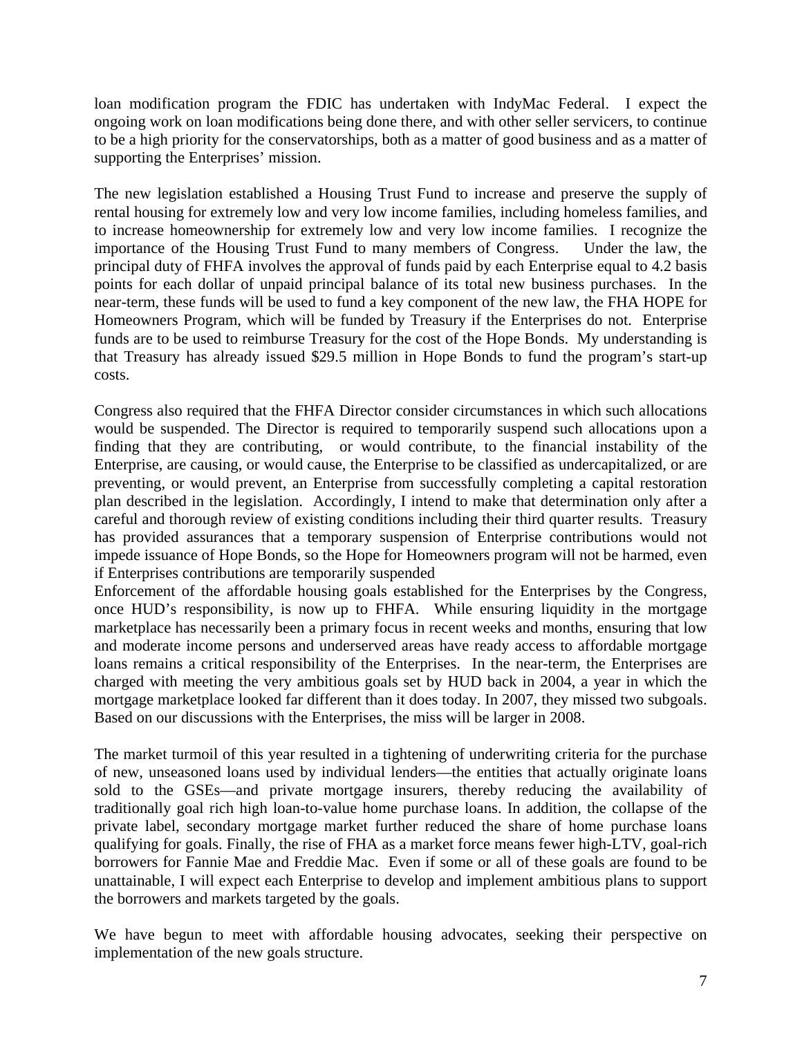loan modification program the FDIC has undertaken with IndyMac Federal. I expect the ongoing work on loan modifications being done there, and with other seller servicers, to continue to be a high priority for the conservatorships, both as a matter of good business and as a matter of supporting the Enterprises' mission.

The new legislation established a Housing Trust Fund to increase and preserve the supply of rental housing for extremely low and very low income families, including homeless families, and to increase homeownership for extremely low and very low income families. I recognize the importance of the Housing Trust Fund to many members of Congress. Under the law, the principal duty of FHFA involves the approval of funds paid by each Enterprise equal to 4.2 basis points for each dollar of unpaid principal balance of its total new business purchases. In the near-term, these funds will be used to fund a key component of the new law, the FHA HOPE for Homeowners Program, which will be funded by Treasury if the Enterprises do not. Enterprise funds are to be used to reimburse Treasury for the cost of the Hope Bonds. My understanding is that Treasury has already issued $29.5 million in Hope Bonds to fund the program's start-up costs.

Congress also required that the FHFA Director consider circumstances in which such allocations would be suspended. The Director is required to temporarily suspend such allocations upon a finding that they are contributing, or would contribute, to the financial instability of the Enterprise, are causing, or would cause, the Enterprise to be classified as undercapitalized, or are preventing, or would prevent, an Enterprise from successfully completing a capital restoration plan described in the legislation. Accordingly, I intend to make that determination only after a careful and thorough review of existing conditions including their third quarter results. Treasury has provided assurances that a temporary suspension of Enterprise contributions would not impede issuance of Hope Bonds, so the Hope for Homeowners program will not be harmed, even if Enterprises contributions are temporarily suspended

Enforcement of the affordable housing goals established for the Enterprises by the Congress, once HUD's responsibility, is now up to FHFA. While ensuring liquidity in the mortgage marketplace has necessarily been a primary focus in recent weeks and months, ensuring that low and moderate income persons and underserved areas have ready access to affordable mortgage loans remains a critical responsibility of the Enterprises. In the near-term, the Enterprises are charged with meeting the very ambitious goals set by HUD back in 2004, a year in which the mortgage marketplace looked far different than it does today. In 2007, they missed two subgoals. Based on our discussions with the Enterprises, the miss will be larger in 2008.

The market turmoil of this year resulted in a tightening of underwriting criteria for the purchase of new, unseasoned loans used by individual lenders—the entities that actually originate loans sold to the GSEs—and private mortgage insurers, thereby reducing the availability of traditionally goal rich high loan-to-value home purchase loans. In addition, the collapse of the private label, secondary mortgage market further reduced the share of home purchase loans qualifying for goals. Finally, the rise of FHA as a market force means fewer high-LTV, goal-rich borrowers for Fannie Mae and Freddie Mac. Even if some or all of these goals are found to be unattainable, I will expect each Enterprise to develop and implement ambitious plans to support the borrowers and markets targeted by the goals.

We have begun to meet with affordable housing advocates, seeking their perspective on implementation of the new goals structure.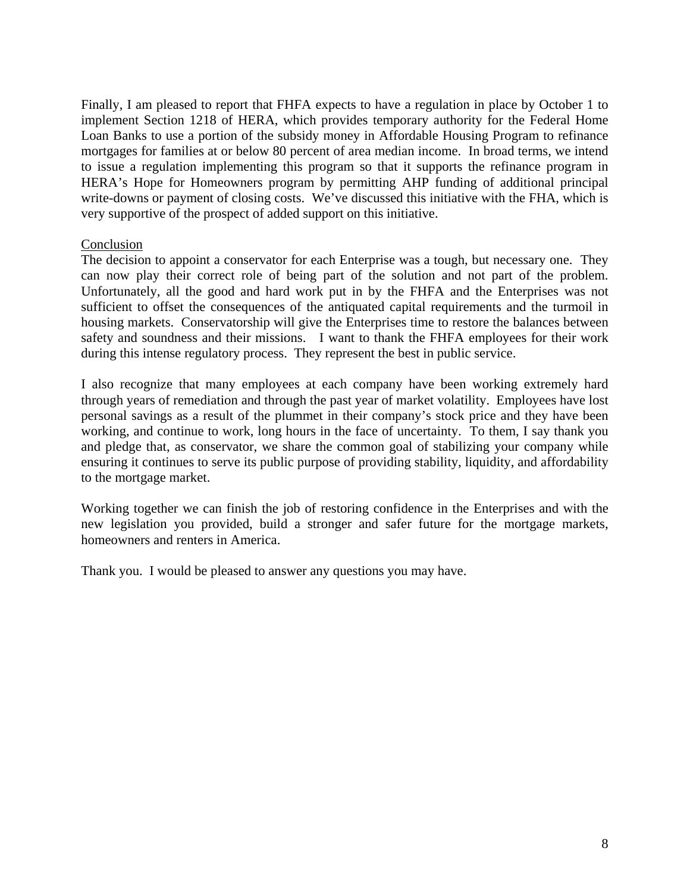Finally, I am pleased to report that FHFA expects to have a regulation in place by October 1 to implement Section 1218 of HERA, which provides temporary authority for the Federal Home Loan Banks to use a portion of the subsidy money in Affordable Housing Program to refinance mortgages for families at or below 80 percent of area median income. In broad terms, we intend to issue a regulation implementing this program so that it supports the refinance program in HERA's Hope for Homeowners program by permitting AHP funding of additional principal write-downs or payment of closing costs. We've discussed this initiative with the FHA, which is very supportive of the prospect of added support on this initiative.

## Conclusion

The decision to appoint a conservator for each Enterprise was a tough, but necessary one. They can now play their correct role of being part of the solution and not part of the problem. Unfortunately, all the good and hard work put in by the FHFA and the Enterprises was not sufficient to offset the consequences of the antiquated capital requirements and the turmoil in housing markets. Conservatorship will give the Enterprises time to restore the balances between safety and soundness and their missions. I want to thank the FHFA employees for their work during this intense regulatory process. They represent the best in public service.

I also recognize that many employees at each company have been working extremely hard through years of remediation and through the past year of market volatility. Employees have lost personal savings as a result of the plummet in their company's stock price and they have been working, and continue to work, long hours in the face of uncertainty. To them, I say thank you and pledge that, as conservator, we share the common goal of stabilizing your company while ensuring it continues to serve its public purpose of providing stability, liquidity, and affordability to the mortgage market.

Working together we can finish the job of restoring confidence in the Enterprises and with the new legislation you provided, build a stronger and safer future for the mortgage markets, homeowners and renters in America.

Thank you. I would be pleased to answer any questions you may have.